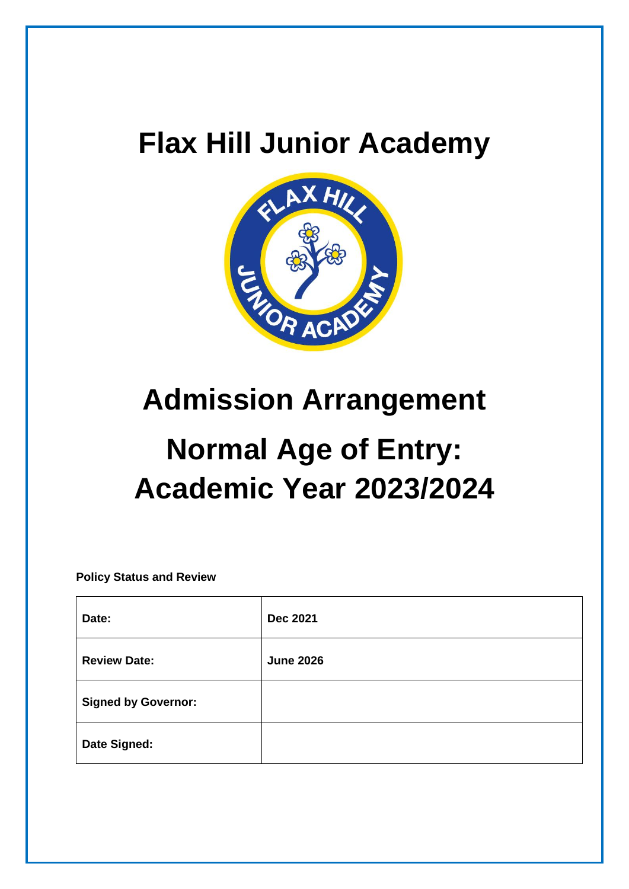# Flax Hill Junior Academy

# Admission Arrangement

# Normal Age of Entry: Academic Year 2023/2024

**Policy Status and Review**

| | |
|---|---|
| **Date:** | **Dec 2021** |
| **Review Date:** | **June 2026** |
| **Signed by Governor:** | |
| **Date Signed:** | |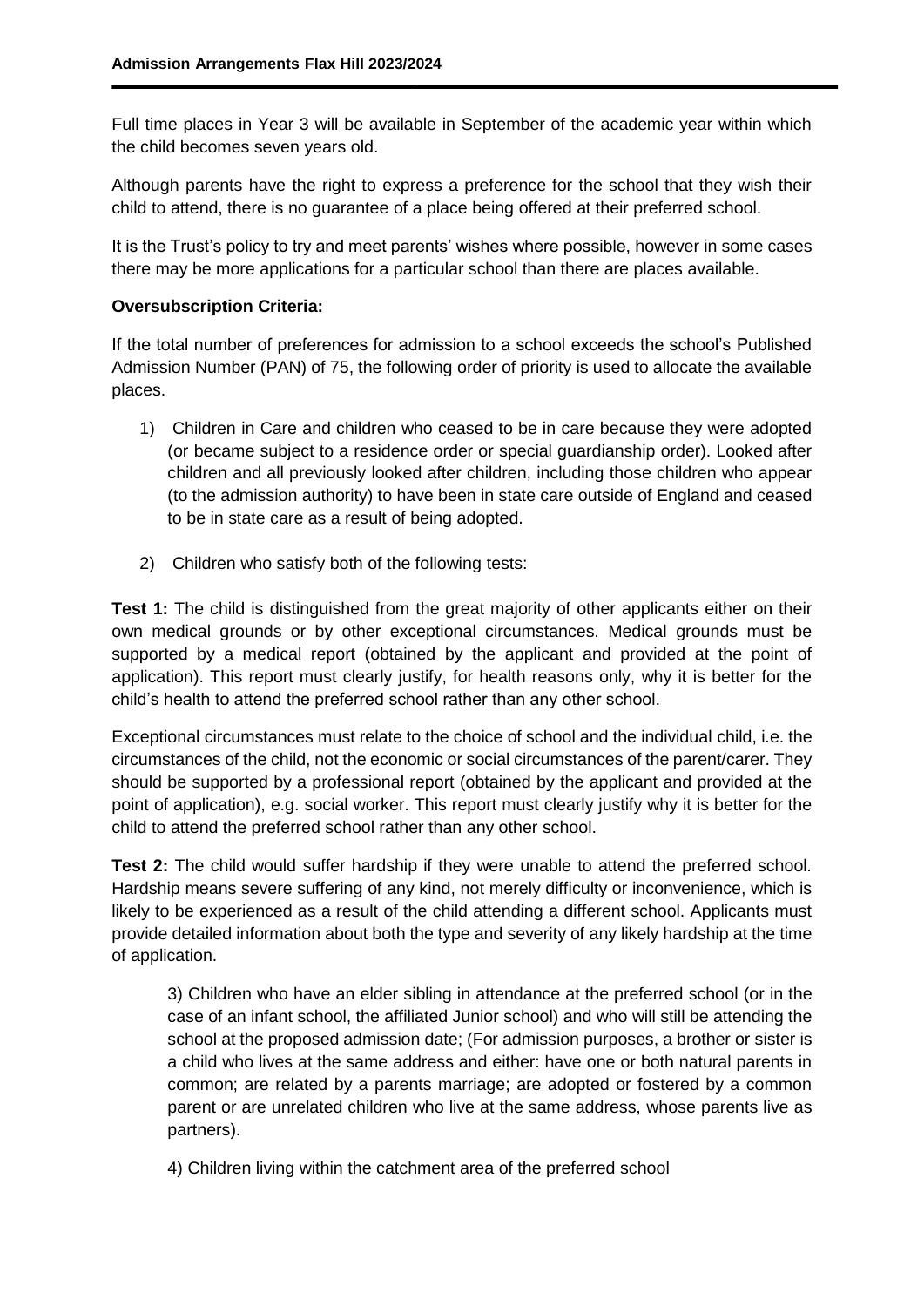Full time places in Year 3 will be available in September of the academic year within which the child becomes seven years old.

Although parents have the right to express a preference for the school that they wish their child to attend, there is no guarantee of a place being offered at their preferred school.

It is the Trust's policy to try and meet parents' wishes where possible, however in some cases there may be more applications for a particular school than there are places available.

**Oversubscription Criteria:**

If the total number of preferences for admission to a school exceeds the school's Published Admission Number (PAN) of 75, the following order of priority is used to allocate the available places.

1) Children in Care and children who ceased to be in care because they were adopted (or became subject to a residence order or special guardianship order). Looked after children and all previously looked after children, including those children who appear (to the admission authority) to have been in state care outside of England and ceased to be in state care as a result of being adopted.

2) Children who satisfy both of the following tests:

**Test 1:** The child is distinguished from the great majority of other applicants either on their own medical grounds or by other exceptional circumstances. Medical grounds must be supported by a medical report (obtained by the applicant and provided at the point of application). This report must clearly justify, for health reasons only, why it is better for the child's health to attend the preferred school rather than any other school.

Exceptional circumstances must relate to the choice of school and the individual child, i.e. the circumstances of the child, not the economic or social circumstances of the parent/carer. They should be supported by a professional report (obtained by the applicant and provided at the point of application), e.g. social worker. This report must clearly justify why it is better for the child to attend the preferred school rather than any other school.

**Test 2:** The child would suffer hardship if they were unable to attend the preferred school. Hardship means severe suffering of any kind, not merely difficulty or inconvenience, which is likely to be experienced as a result of the child attending a different school. Applicants must provide detailed information about both the type and severity of any likely hardship at the time of application.

3) Children who have an elder sibling in attendance at the preferred school (or in the case of an infant school, the affiliated Junior school) and who will still be attending the school at the proposed admission date; (For admission purposes, a brother or sister is a child who lives at the same address and either: have one or both natural parents in common; are related by a parents marriage; are adopted or fostered by a common parent or are unrelated children who live at the same address, whose parents live as partners).

4) Children living within the catchment area of the preferred school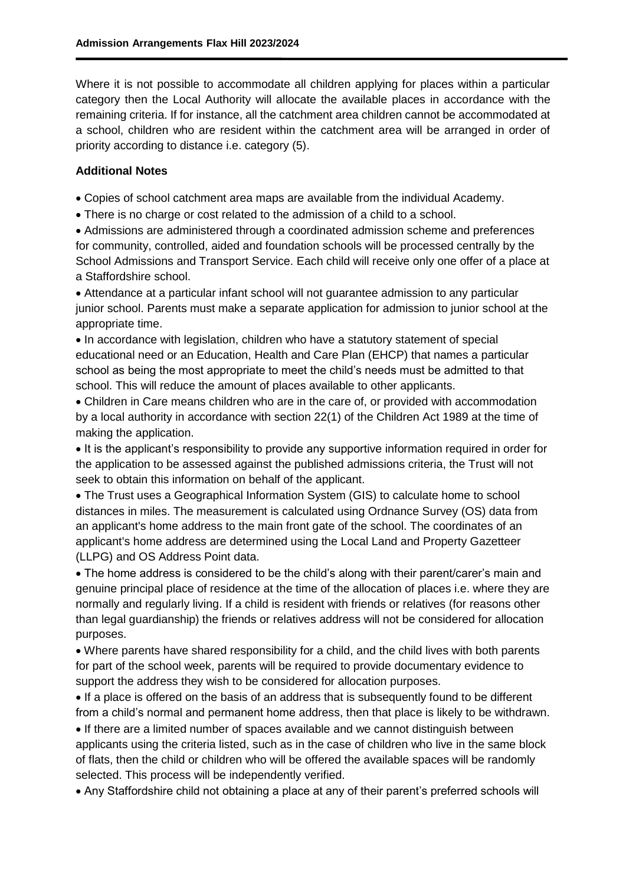Where it is not possible to accommodate all children applying for places within a particular category then the Local Authority will allocate the available places in accordance with the remaining criteria. If for instance, all the catchment area children cannot be accommodated at a school, children who are resident within the catchment area will be arranged in order of priority according to distance i.e. category (5).

**Additional Notes**

- Copies of school catchment area maps are available from the individual Academy.
- There is no charge or cost related to the admission of a child to a school.
- Admissions are administered through a coordinated admission scheme and preferences for community, controlled, aided and foundation schools will be processed centrally by the School Admissions and Transport Service. Each child will receive only one offer of a place at a Staffordshire school.
- Attendance at a particular infant school will not guarantee admission to any particular junior school. Parents must make a separate application for admission to junior school at the appropriate time.
- In accordance with legislation, children who have a statutory statement of special educational need or an Education, Health and Care Plan (EHCP) that names a particular school as being the most appropriate to meet the child's needs must be admitted to that school. This will reduce the amount of places available to other applicants.
- Children in Care means children who are in the care of, or provided with accommodation by a local authority in accordance with section 22(1) of the Children Act 1989 at the time of making the application.
- It is the applicant's responsibility to provide any supportive information required in order for the application to be assessed against the published admissions criteria, the Trust will not seek to obtain this information on behalf of the applicant.
- The Trust uses a Geographical Information System (GIS) to calculate home to school distances in miles. The measurement is calculated using Ordnance Survey (OS) data from an applicant's home address to the main front gate of the school. The coordinates of an applicant's home address are determined using the Local Land and Property Gazetteer (LLPG) and OS Address Point data.
- The home address is considered to be the child's along with their parent/carer's main and genuine principal place of residence at the time of the allocation of places i.e. where they are normally and regularly living. If a child is resident with friends or relatives (for reasons other than legal guardianship) the friends or relatives address will not be considered for allocation purposes.
- Where parents have shared responsibility for a child, and the child lives with both parents for part of the school week, parents will be required to provide documentary evidence to support the address they wish to be considered for allocation purposes.
- If a place is offered on the basis of an address that is subsequently found to be different from a child's normal and permanent home address, then that place is likely to be withdrawn.
- If there are a limited number of spaces available and we cannot distinguish between applicants using the criteria listed, such as in the case of children who live in the same block of flats, then the child or children who will be offered the available spaces will be randomly selected. This process will be independently verified.
- Any Staffordshire child not obtaining a place at any of their parent's preferred schools will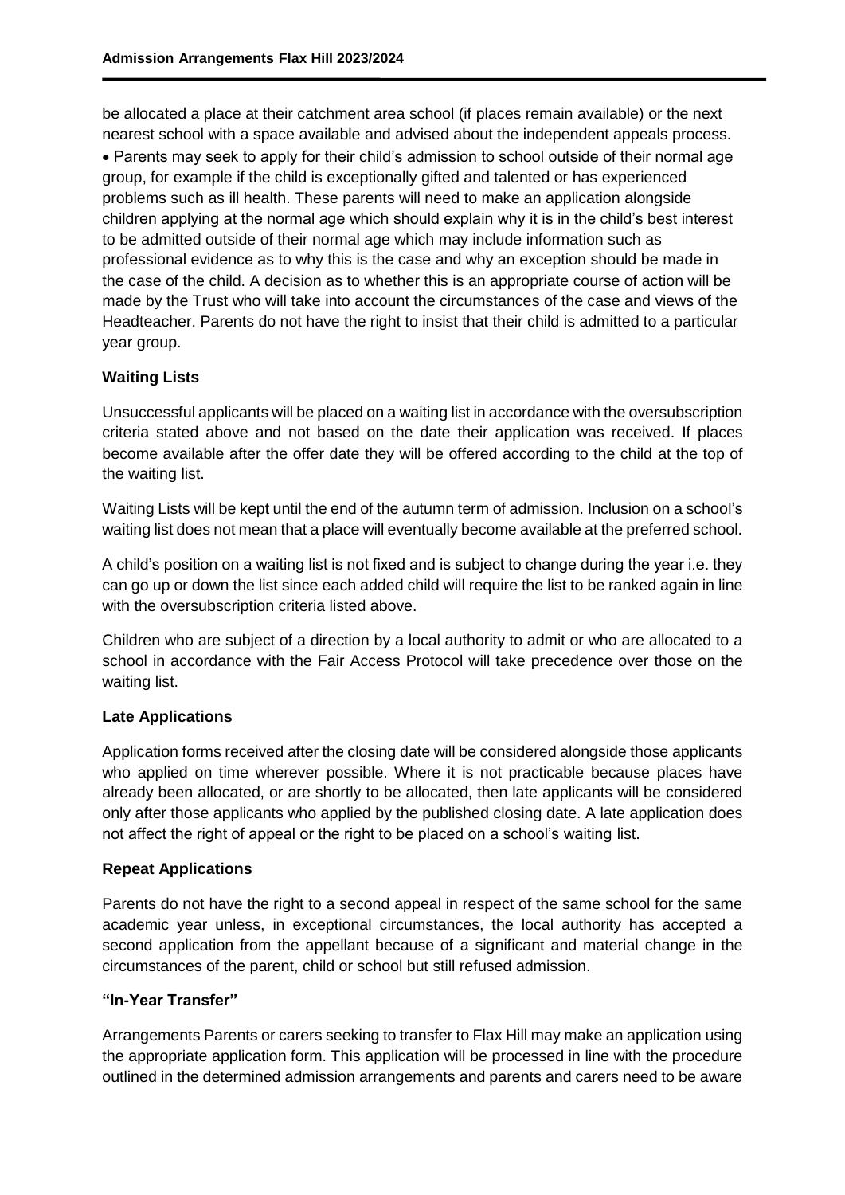be allocated a place at their catchment area school (if places remain available) or the next nearest school with a space available and advised about the independent appeals process.

- Parents may seek to apply for their child's admission to school outside of their normal age group, for example if the child is exceptionally gifted and talented or has experienced problems such as ill health. These parents will need to make an application alongside children applying at the normal age which should explain why it is in the child's best interest to be admitted outside of their normal age which may include information such as professional evidence as to why this is the case and why an exception should be made in the case of the child. A decision as to whether this is an appropriate course of action will be made by the Trust who will take into account the circumstances of the case and views of the Headteacher. Parents do not have the right to insist that their child is admitted to a particular year group.

**Waiting Lists**

Unsuccessful applicants will be placed on a waiting list in accordance with the oversubscription criteria stated above and not based on the date their application was received. If places become available after the offer date they will be offered according to the child at the top of the waiting list.

Waiting Lists will be kept until the end of the autumn term of admission. Inclusion on a school's waiting list does not mean that a place will eventually become available at the preferred school.

A child's position on a waiting list is not fixed and is subject to change during the year i.e. they can go up or down the list since each added child will require the list to be ranked again in line with the oversubscription criteria listed above.

Children who are subject of a direction by a local authority to admit or who are allocated to a school in accordance with the Fair Access Protocol will take precedence over those on the waiting list.

**Late Applications**

Application forms received after the closing date will be considered alongside those applicants who applied on time wherever possible. Where it is not practicable because places have already been allocated, or are shortly to be allocated, then late applicants will be considered only after those applicants who applied by the published closing date. A late application does not affect the right of appeal or the right to be placed on a school's waiting list.

**Repeat Applications**

Parents do not have the right to a second appeal in respect of the same school for the same academic year unless, in exceptional circumstances, the local authority has accepted a second application from the appellant because of a significant and material change in the circumstances of the parent, child or school but still refused admission.

**"In-Year Transfer"**

Arrangements Parents or carers seeking to transfer to Flax Hill may make an application using the appropriate application form. This application will be processed in line with the procedure outlined in the determined admission arrangements and parents and carers need to be aware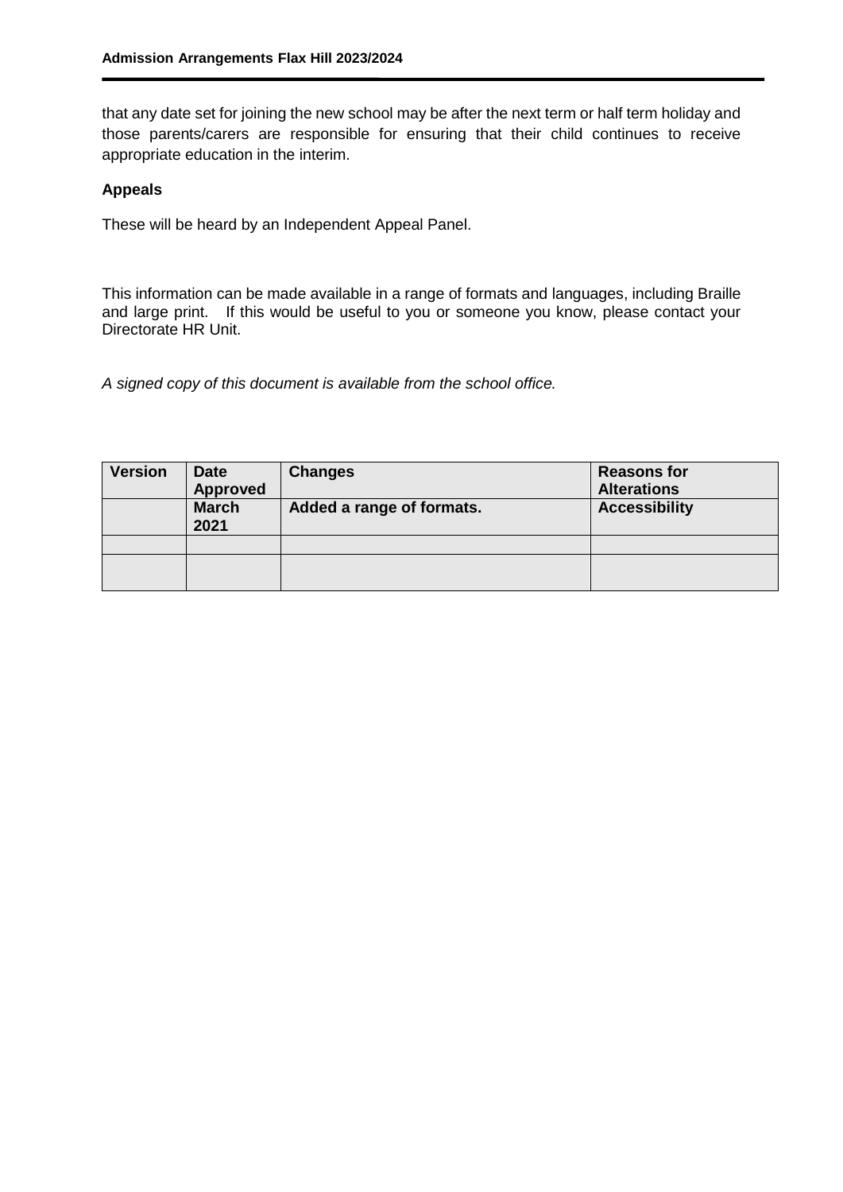that any date set for joining the new school may be after the next term or half term holiday and those parents/carers are responsible for ensuring that their child continues to receive appropriate education in the interim.

**Appeals**

These will be heard by an Independent Appeal Panel.

This information can be made available in a range of formats and languages, including Braille and large print. If this would be useful to you or someone you know, please contact your Directorate HR Unit.

*A signed copy of this document is available from the school office.*

| Version | Date Approved | Changes | Reasons for Alterations |
|---|---|---|---|
| | **March 2021** | **Added a range of formats.** | **Accessibility** |
| | | | |
| | | | |